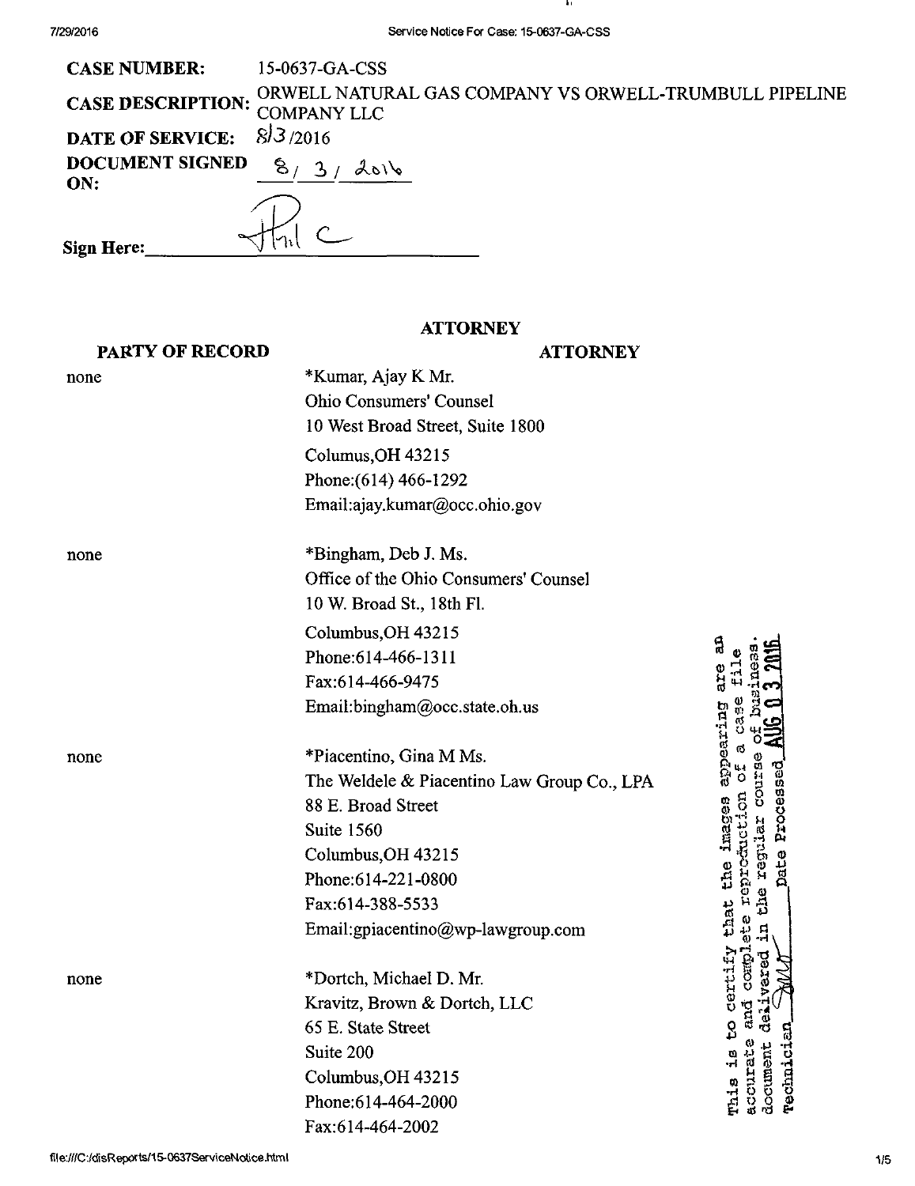**CASE NUMBER:** 15-0637-GA-CSS

**CASE DESCRIPTION:** ORWELL NATURAL GAS COMPANY VS ORWELL-TRUMBULL PIPELINE COMPANY LLC

**DATE OF SERVICE:** 8/3/2016

**DOCUMENT SIGNED ON:** 8/ 3/ 2016

**Sign Here:** Phil C

**ATTORNEY**

| PARTY OF RECORD | ATTORNEY |
|---|---|
| none | *Kumar, Ajay K Mr.<br>Ohio Consumers' Counsel<br>10 West Broad Street, Suite 1800<br>Columus,OH 43215<br>Phone:(614) 466-1292<br>Email:ajay.kumar@occ.ohio.gov |
| none | *Bingham, Deb J. Ms.<br>Office of the Ohio Consumers' Counsel<br>10 W. Broad St., 18th Fl.<br>Columbus,OH 43215<br>Phone:614-466-1311<br>Fax:614-466-9475<br>Email:bingham@occ.state.oh.us |
| none | *Piacentino, Gina M Ms.<br>The Weldele & Piacentino Law Group Co., LPA<br>88 E. Broad Street<br>Suite 1560<br>Columbus,OH 43215<br>Phone:614-221-0800<br>Fax:614-388-5533<br>Email:gpiacentino@wp-lawgroup.com |
| none | *Dortch, Michael D. Mr.<br>Kravitz, Brown & Dortch, LLC<br>65 E. State Street<br>Suite 200<br>Columbus,OH 43215<br>Phone:614-464-2000<br>Fax:614-464-2002 |

This is to certify that the images appearing are an accurate and complete reproduction of a case file document delivered in the regular course of business. Technician ____ Date Processed AUG 03 2016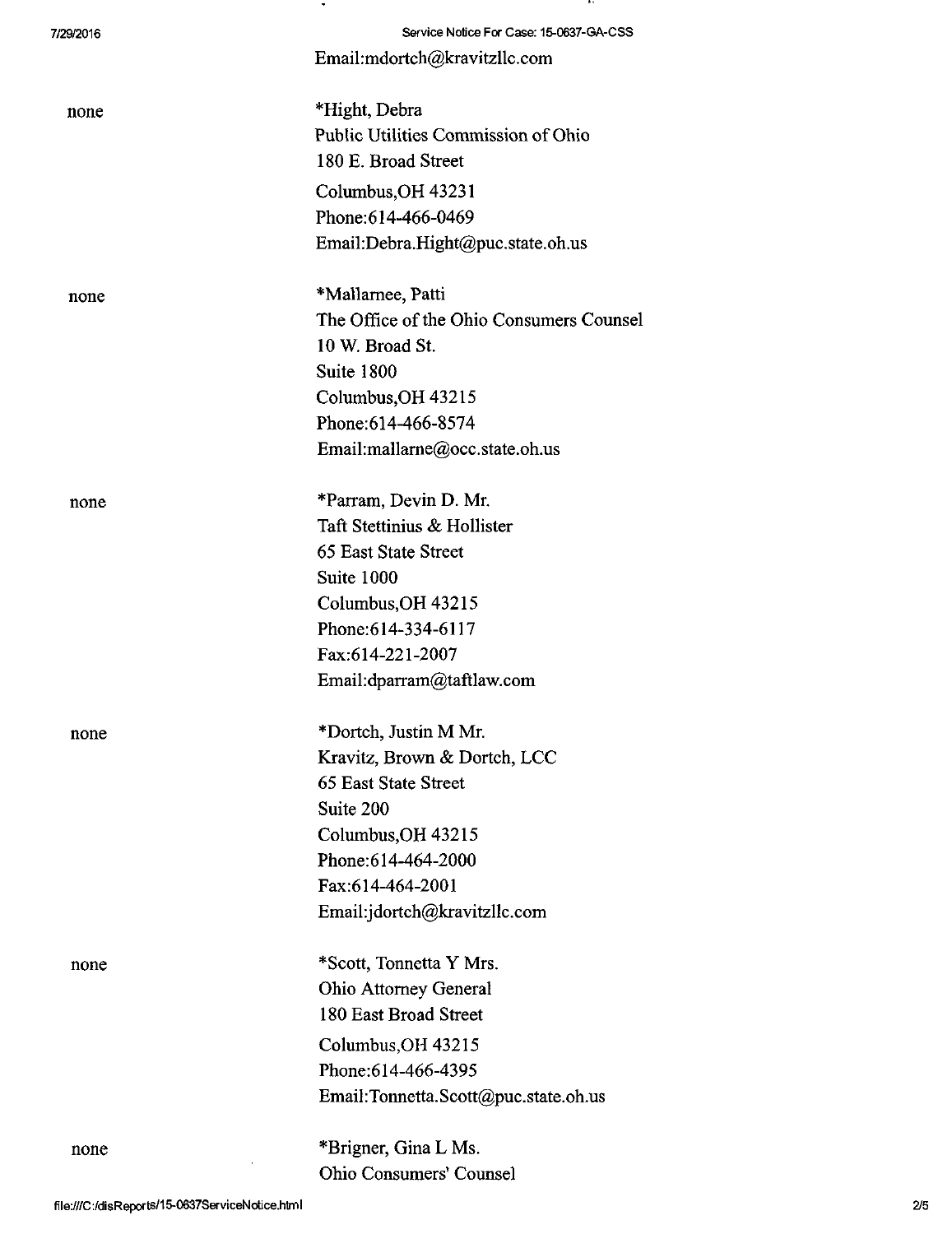Email:mdortch@kravitzllc.com

none

*Hight, Debra
Public Utilities Commission of Ohio
180 E. Broad Street
Columbus,OH 43231
Phone:614-466-0469
Email:Debra.Hight@puc.state.oh.us

none

*Mallarnee, Patti
The Office of the Ohio Consumers Counsel
10 W. Broad St.
Suite 1800
Columbus,OH 43215
Phone:614-466-8574
Email:mallarne@occ.state.oh.us

none

*Parram, Devin D. Mr.
Taft Stettinius & Hollister
65 East State Street
Suite 1000
Columbus,OH 43215
Phone:614-334-6117
Fax:614-221-2007
Email:dparram@taftlaw.com

none

*Dortch, Justin M Mr.
Kravitz, Brown & Dortch, LCC
65 East State Street
Suite 200
Columbus,OH 43215
Phone:614-464-2000
Fax:614-464-2001
Email:jdortch@kravitzllc.com

none

*Scott, Tonnetta Y Mrs.
Ohio Attorney General
180 East Broad Street
Columbus,OH 43215
Phone:614-466-4395
Email:Tonnetta.Scott@puc.state.oh.us

none

*Brigner, Gina L Ms.
Ohio Consumers' Counsel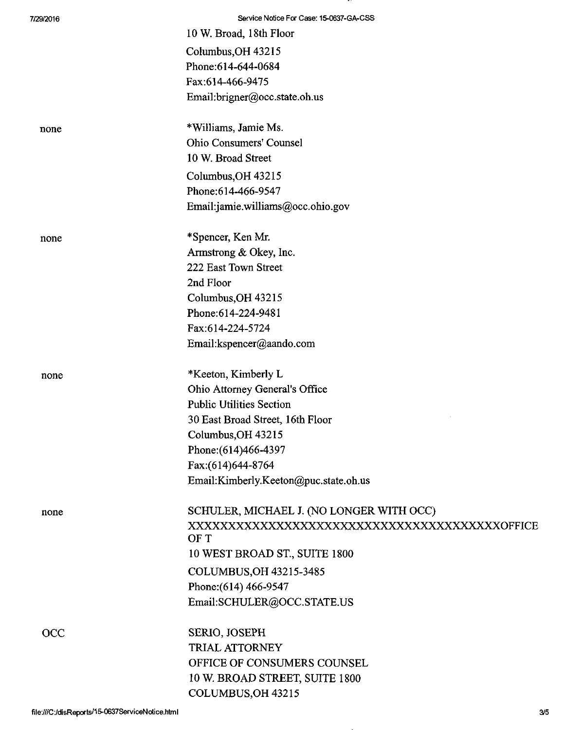| | |
|---|---|
| | 10 W. Broad, 18th Floor<br>Columbus,OH 43215<br>Phone:614-644-0684<br>Fax:614-466-9475<br>Email:brigner@occ.state.oh.us |
| none | *Williams, Jamie Ms.<br>Ohio Consumers' Counsel<br>10 W. Broad Street<br>Columbus,OH 43215<br>Phone:614-466-9547<br>Email:jamie.williams@occ.ohio.gov |
| none | *Spencer, Ken Mr.<br>Armstrong & Okey, Inc.<br>222 East Town Street<br>2nd Floor<br>Columbus,OH 43215<br>Phone:614-224-9481<br>Fax:614-224-5724<br>Email:kspencer@aando.com |
| none | *Keeton, Kimberly L<br>Ohio Attorney General's Office<br>Public Utilities Section<br>30 East Broad Street, 16th Floor<br>Columbus,OH 43215<br>Phone:(614)466-4397<br>Fax:(614)644-8764<br>Email:Kimberly.Keeton@puc.state.oh.us |
| none | SCHULER, MICHAEL J. (NO LONGER WITH OCC)<br>XXXXXXXXXXXXXXXXXXXXXXXXXXXXXXXXXXXXXXXOFFICE OF T<br>10 WEST BROAD ST., SUITE 1800<br>COLUMBUS,OH 43215-3485<br>Phone:(614) 466-9547<br>Email:SCHULER@OCC.STATE.US |
| OCC | SERIO, JOSEPH<br>TRIAL ATTORNEY<br>OFFICE OF CONSUMERS COUNSEL<br>10 W. BROAD STREET, SUITE 1800<br>COLUMBUS,OH 43215 |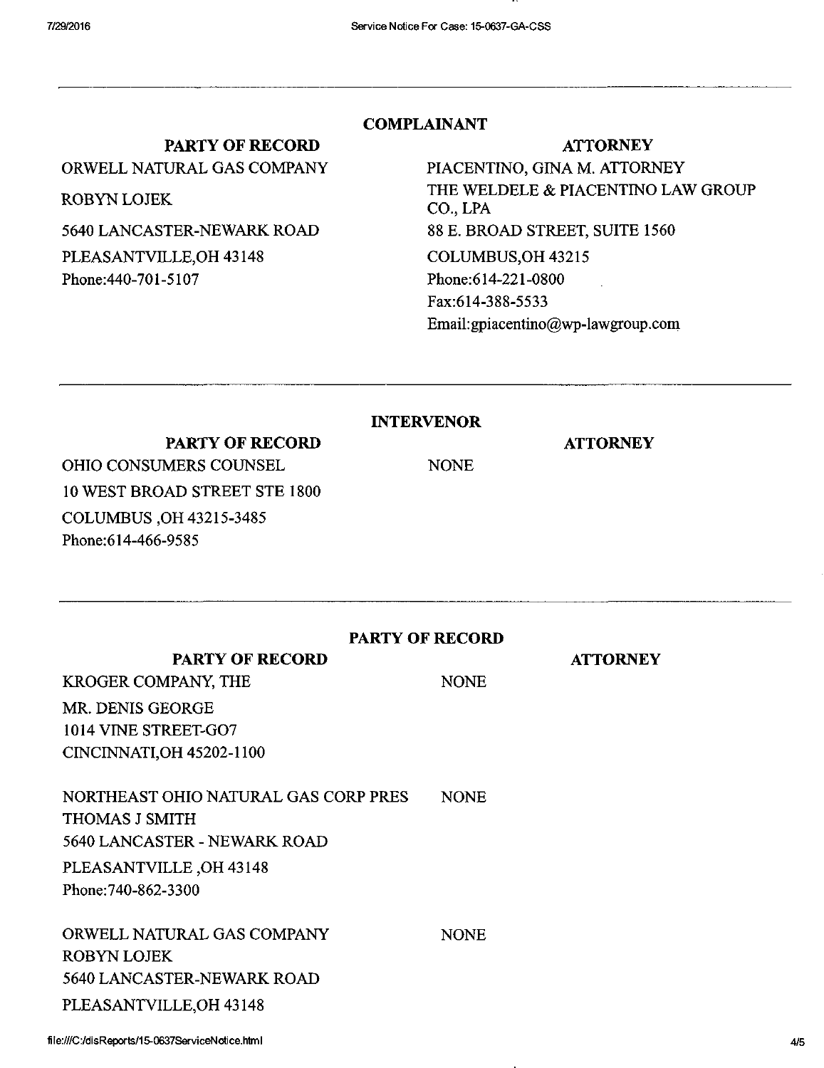## COMPLAINANT

| PARTY OF RECORD | ATTORNEY |
| --- | --- |
| ORWELL NATURAL GAS COMPANY<br>ROBYN LOJEK<br>5640 LANCASTER-NEWARK ROAD<br>PLEASANTVILLE,OH 43148<br>Phone:440-701-5107 | PIACENTINO, GINA M. ATTORNEY<br>THE WELDELE & PIACENTINO LAW GROUP CO., LPA<br>88 E. BROAD STREET, SUITE 1560<br>COLUMBUS,OH 43215<br>Phone:614-221-0800<br>Fax:614-388-5533<br>Email:gpiacentino@wp-lawgroup.com |

## INTERVENOR

| PARTY OF RECORD | ATTORNEY |
| --- | --- |
| OHIO CONSUMERS COUNSEL<br>10 WEST BROAD STREET STE 1800<br>COLUMBUS ,OH 43215-3485<br>Phone:614-466-9585 | NONE |

## PARTY OF RECORD

| PARTY OF RECORD | ATTORNEY |
| --- | --- |
| KROGER COMPANY, THE<br>MR. DENIS GEORGE<br>1014 VINE STREET-GO7<br>CINCINNATI,OH 45202-1100 | NONE |
| NORTHEAST OHIO NATURAL GAS CORP PRES<br>THOMAS J SMITH<br>5640 LANCASTER - NEWARK ROAD<br>PLEASANTVILLE ,OH 43148<br>Phone:740-862-3300 | NONE |
| ORWELL NATURAL GAS COMPANY<br>ROBYN LOJEK<br>5640 LANCASTER-NEWARK ROAD<br>PLEASANTVILLE,OH 43148 | NONE |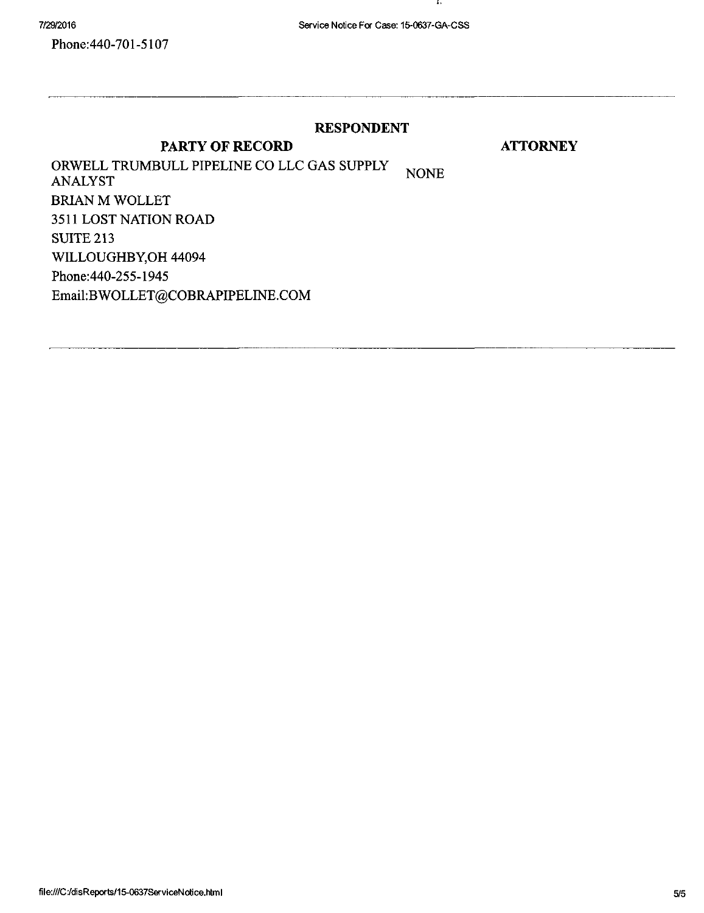Phone:440-701-5107

---

## RESPONDENT

| PARTY OF RECORD | ATTORNEY |
| --- | --- |
| ORWELL TRUMBULL PIPELINE CO LLC GAS SUPPLY ANALYST<br>BRIAN M WOLLET<br>3511 LOST NATION ROAD<br>SUITE 213<br>WILLOUGHBY,OH 44094<br>Phone:440-255-1945<br>Email:BWOLLET@COBRAPIPELINE.COM | NONE |

---